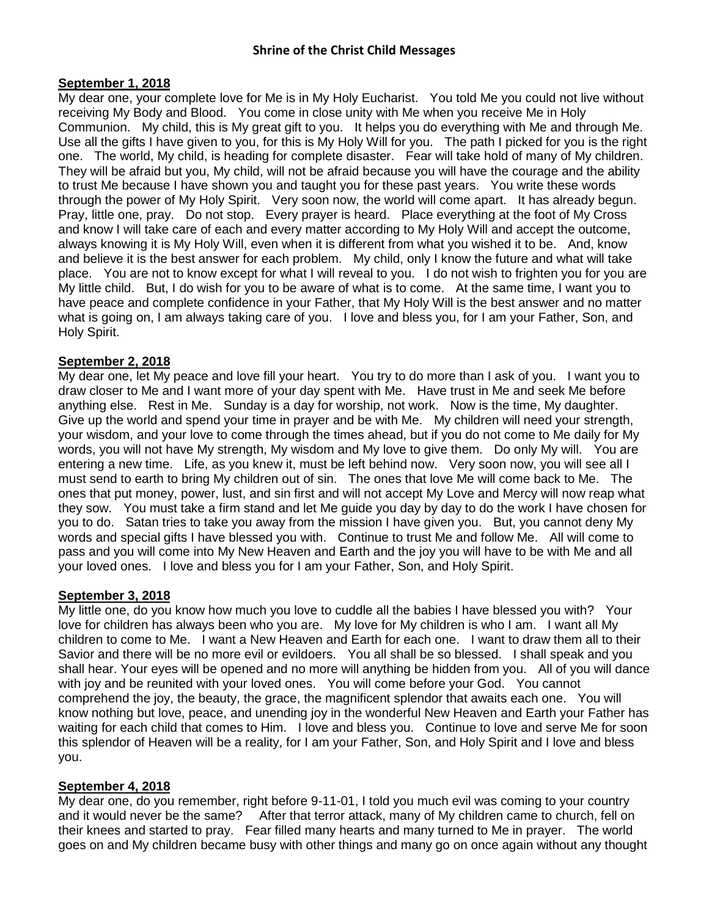# Shrine of the Christ Child Messages

**September 1, 2018**

My dear one, your complete love for Me is in My Holy Eucharist. You told Me you could not live without receiving My Body and Blood. You come in close unity with Me when you receive Me in Holy Communion. My child, this is My great gift to you. It helps you do everything with Me and through Me. Use all the gifts I have given to you, for this is My Holy Will for you. The path I picked for you is the right one. The world, My child, is heading for complete disaster. Fear will take hold of many of My children. They will be afraid but you, My child, will not be afraid because you will have the courage and the ability to trust Me because I have shown you and taught you for these past years. You write these words through the power of My Holy Spirit. Very soon now, the world will come apart. It has already begun. Pray, little one, pray. Do not stop. Every prayer is heard. Place everything at the foot of My Cross and know I will take care of each and every matter according to My Holy Will and accept the outcome, always knowing it is My Holy Will, even when it is different from what you wished it to be. And, know and believe it is the best answer for each problem. My child, only I know the future and what will take place. You are not to know except for what I will reveal to you. I do not wish to frighten you for you are My little child. But, I do wish for you to be aware of what is to come. At the same time, I want you to have peace and complete confidence in your Father, that My Holy Will is the best answer and no matter what is going on, I am always taking care of you. I love and bless you, for I am your Father, Son, and Holy Spirit.

**September 2, 2018**

My dear one, let My peace and love fill your heart. You try to do more than I ask of you. I want you to draw closer to Me and I want more of your day spent with Me. Have trust in Me and seek Me before anything else. Rest in Me. Sunday is a day for worship, not work. Now is the time, My daughter. Give up the world and spend your time in prayer and be with Me. My children will need your strength, your wisdom, and your love to come through the times ahead, but if you do not come to Me daily for My words, you will not have My strength, My wisdom and My love to give them. Do only My will. You are entering a new time. Life, as you knew it, must be left behind now. Very soon now, you will see all I must send to earth to bring My children out of sin. The ones that love Me will come back to Me. The ones that put money, power, lust, and sin first and will not accept My Love and Mercy will now reap what they sow. You must take a firm stand and let Me guide you day by day to do the work I have chosen for you to do. Satan tries to take you away from the mission I have given you. But, you cannot deny My words and special gifts I have blessed you with. Continue to trust Me and follow Me. All will come to pass and you will come into My New Heaven and Earth and the joy you will have to be with Me and all your loved ones. I love and bless you for I am your Father, Son, and Holy Spirit.

**September 3, 2018**

My little one, do you know how much you love to cuddle all the babies I have blessed you with? Your love for children has always been who you are. My love for My children is who I am. I want all My children to come to Me. I want a New Heaven and Earth for each one. I want to draw them all to their Savior and there will be no more evil or evildoers. You all shall be so blessed. I shall speak and you shall hear. Your eyes will be opened and no more will anything be hidden from you. All of you will dance with joy and be reunited with your loved ones. You will come before your God. You cannot comprehend the joy, the beauty, the grace, the magnificent splendor that awaits each one. You will know nothing but love, peace, and unending joy in the wonderful New Heaven and Earth your Father has waiting for each child that comes to Him. I love and bless you. Continue to love and serve Me for soon this splendor of Heaven will be a reality, for I am your Father, Son, and Holy Spirit and I love and bless you.

**September 4, 2018**

My dear one, do you remember, right before 9-11-01, I told you much evil was coming to your country and it would never be the same? After that terror attack, many of My children came to church, fell on their knees and started to pray. Fear filled many hearts and many turned to Me in prayer. The world goes on and My children became busy with other things and many go on once again without any thought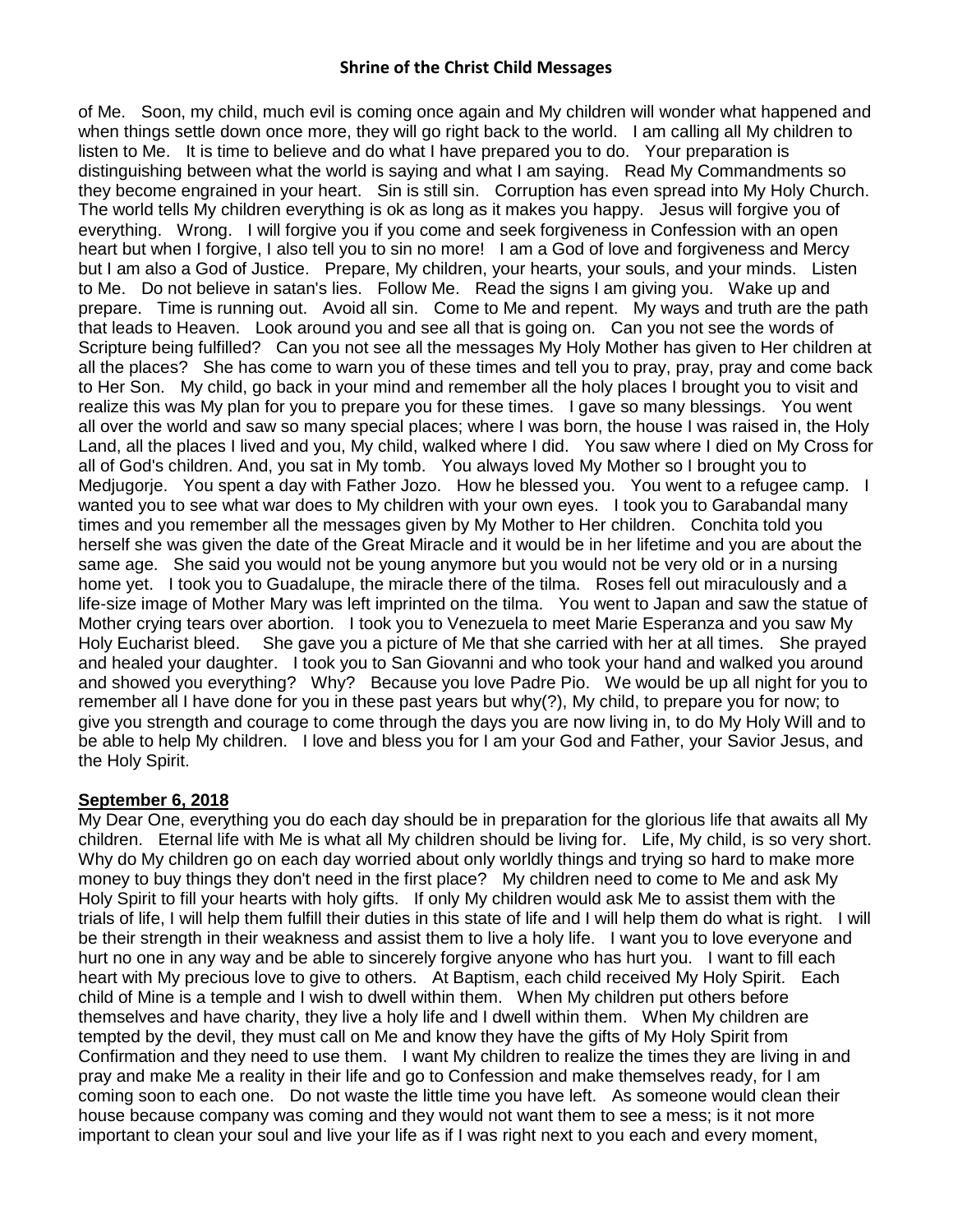of Me. Soon, my child, much evil is coming once again and My children will wonder what happened and when things settle down once more, they will go right back to the world. I am calling all My children to listen to Me. It is time to believe and do what I have prepared you to do. Your preparation is distinguishing between what the world is saying and what I am saying. Read My Commandments so they become engrained in your heart. Sin is still sin. Corruption has even spread into My Holy Church. The world tells My children everything is ok as long as it makes you happy. Jesus will forgive you of everything. Wrong. I will forgive you if you come and seek forgiveness in Confession with an open heart but when I forgive, I also tell you to sin no more! I am a God of love and forgiveness and Mercy but I am also a God of Justice. Prepare, My children, your hearts, your souls, and your minds. Listen to Me. Do not believe in satan's lies. Follow Me. Read the signs I am giving you. Wake up and prepare. Time is running out. Avoid all sin. Come to Me and repent. My ways and truth are the path that leads to Heaven. Look around you and see all that is going on. Can you not see the words of Scripture being fulfilled? Can you not see all the messages My Holy Mother has given to Her children at all the places? She has come to warn you of these times and tell you to pray, pray, pray and come back to Her Son. My child, go back in your mind and remember all the holy places I brought you to visit and realize this was My plan for you to prepare you for these times. I gave so many blessings. You went all over the world and saw so many special places; where I was born, the house I was raised in, the Holy Land, all the places I lived and you, My child, walked where I did. You saw where I died on My Cross for all of God's children. And, you sat in My tomb. You always loved My Mother so I brought you to Medjugorje. You spent a day with Father Jozo. How he blessed you. You went to a refugee camp. I wanted you to see what war does to My children with your own eyes. I took you to Garabandal many times and you remember all the messages given by My Mother to Her children. Conchita told you herself she was given the date of the Great Miracle and it would be in her lifetime and you are about the same age. She said you would not be young anymore but you would not be very old or in a nursing home yet. I took you to Guadalupe, the miracle there of the tilma. Roses fell out miraculously and a life-size image of Mother Mary was left imprinted on the tilma. You went to Japan and saw the statue of Mother crying tears over abortion. I took you to Venezuela to meet Marie Esperanza and you saw My Holy Eucharist bleed. She gave you a picture of Me that she carried with her at all times. She prayed and healed your daughter. I took you to San Giovanni and who took your hand and walked you around and showed you everything? Why? Because you love Padre Pio. We would be up all night for you to remember all I have done for you in these past years but why(?), My child, to prepare you for now; to give you strength and courage to come through the days you are now living in, to do My Holy Will and to be able to help My children. I love and bless you for I am your God and Father, your Savior Jesus, and the Holy Spirit.

**September 6, 2018**

My Dear One, everything you do each day should be in preparation for the glorious life that awaits all My children. Eternal life with Me is what all My children should be living for. Life, My child, is so very short. Why do My children go on each day worried about only worldly things and trying so hard to make more money to buy things they don't need in the first place? My children need to come to Me and ask My Holy Spirit to fill your hearts with holy gifts. If only My children would ask Me to assist them with the trials of life, I will help them fulfill their duties in this state of life and I will help them do what is right. I will be their strength in their weakness and assist them to live a holy life. I want you to love everyone and hurt no one in any way and be able to sincerely forgive anyone who has hurt you. I want to fill each heart with My precious love to give to others. At Baptism, each child received My Holy Spirit. Each child of Mine is a temple and I wish to dwell within them. When My children put others before themselves and have charity, they live a holy life and I dwell within them. When My children are tempted by the devil, they must call on Me and know they have the gifts of My Holy Spirit from Confirmation and they need to use them. I want My children to realize the times they are living in and pray and make Me a reality in their life and go to Confession and make themselves ready, for I am coming soon to each one. Do not waste the little time you have left. As someone would clean their house because company was coming and they would not want them to see a mess; is it not more important to clean your soul and live your life as if I was right next to you each and every moment,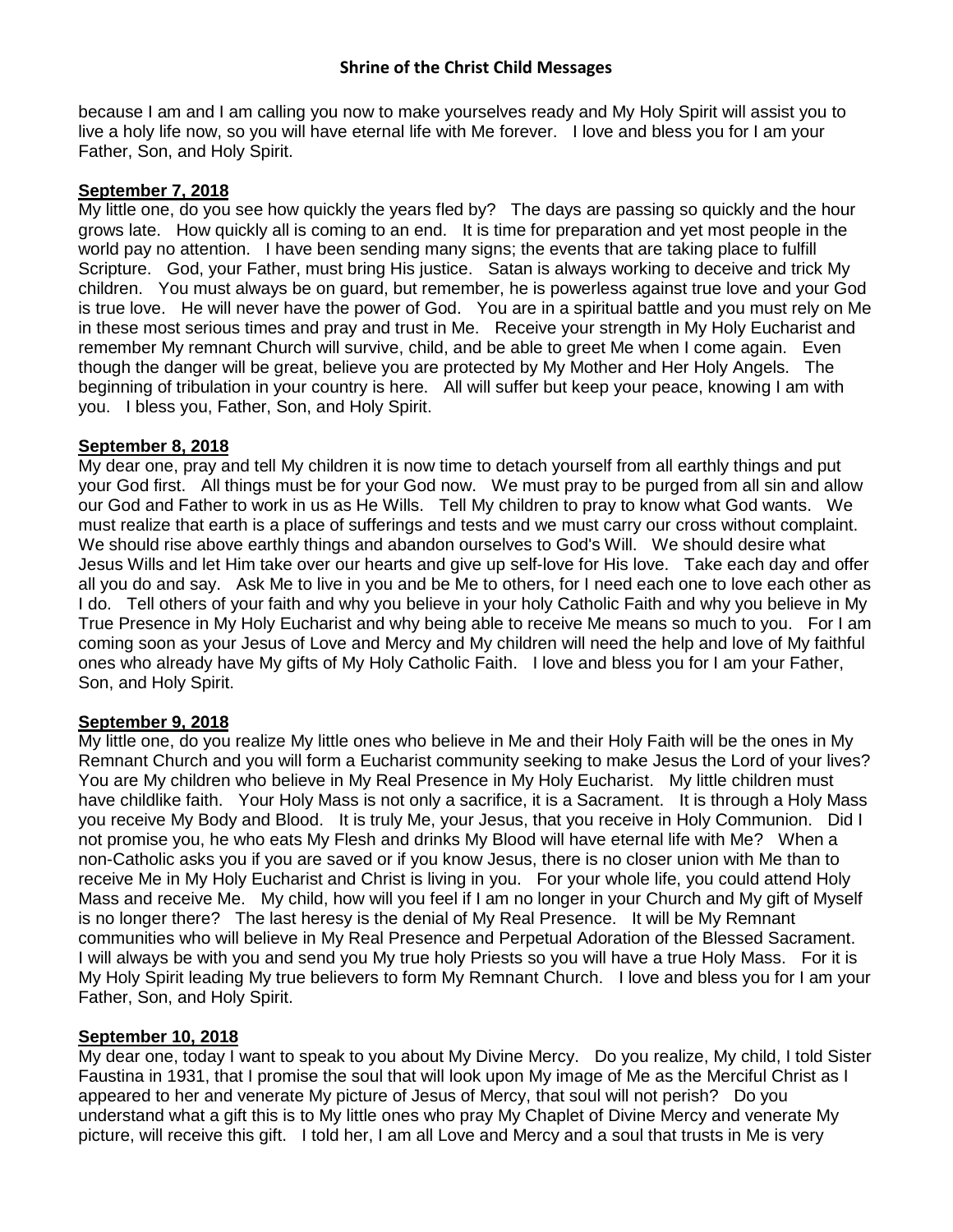because I am and I am calling you now to make yourselves ready and My Holy Spirit will assist you to live a holy life now, so you will have eternal life with Me forever. I love and bless you for I am your Father, Son, and Holy Spirit.

**September 7, 2018**

My little one, do you see how quickly the years fled by? The days are passing so quickly and the hour grows late. How quickly all is coming to an end. It is time for preparation and yet most people in the world pay no attention. I have been sending many signs; the events that are taking place to fulfill Scripture. God, your Father, must bring His justice. Satan is always working to deceive and trick My children. You must always be on guard, but remember, he is powerless against true love and your God is true love. He will never have the power of God. You are in a spiritual battle and you must rely on Me in these most serious times and pray and trust in Me. Receive your strength in My Holy Eucharist and remember My remnant Church will survive, child, and be able to greet Me when I come again. Even though the danger will be great, believe you are protected by My Mother and Her Holy Angels. The beginning of tribulation in your country is here. All will suffer but keep your peace, knowing I am with you. I bless you, Father, Son, and Holy Spirit.

**September 8, 2018**

My dear one, pray and tell My children it is now time to detach yourself from all earthly things and put your God first. All things must be for your God now. We must pray to be purged from all sin and allow our God and Father to work in us as He Wills. Tell My children to pray to know what God wants. We must realize that earth is a place of sufferings and tests and we must carry our cross without complaint. We should rise above earthly things and abandon ourselves to God's Will. We should desire what Jesus Wills and let Him take over our hearts and give up self-love for His love. Take each day and offer all you do and say. Ask Me to live in you and be Me to others, for I need each one to love each other as I do. Tell others of your faith and why you believe in your holy Catholic Faith and why you believe in My True Presence in My Holy Eucharist and why being able to receive Me means so much to you. For I am coming soon as your Jesus of Love and Mercy and My children will need the help and love of My faithful ones who already have My gifts of My Holy Catholic Faith. I love and bless you for I am your Father, Son, and Holy Spirit.

**September 9, 2018**

My little one, do you realize My little ones who believe in Me and their Holy Faith will be the ones in My Remnant Church and you will form a Eucharist community seeking to make Jesus the Lord of your lives? You are My children who believe in My Real Presence in My Holy Eucharist. My little children must have childlike faith. Your Holy Mass is not only a sacrifice, it is a Sacrament. It is through a Holy Mass you receive My Body and Blood. It is truly Me, your Jesus, that you receive in Holy Communion. Did I not promise you, he who eats My Flesh and drinks My Blood will have eternal life with Me? When a non-Catholic asks you if you are saved or if you know Jesus, there is no closer union with Me than to receive Me in My Holy Eucharist and Christ is living in you. For your whole life, you could attend Holy Mass and receive Me. My child, how will you feel if I am no longer in your Church and My gift of Myself is no longer there? The last heresy is the denial of My Real Presence. It will be My Remnant communities who will believe in My Real Presence and Perpetual Adoration of the Blessed Sacrament. I will always be with you and send you My true holy Priests so you will have a true Holy Mass. For it is My Holy Spirit leading My true believers to form My Remnant Church. I love and bless you for I am your Father, Son, and Holy Spirit.

**September 10, 2018**

My dear one, today I want to speak to you about My Divine Mercy. Do you realize, My child, I told Sister Faustina in 1931, that I promise the soul that will look upon My image of Me as the Merciful Christ as I appeared to her and venerate My picture of Jesus of Mercy, that soul will not perish? Do you understand what a gift this is to My little ones who pray My Chaplet of Divine Mercy and venerate My picture, will receive this gift. I told her, I am all Love and Mercy and a soul that trusts in Me is very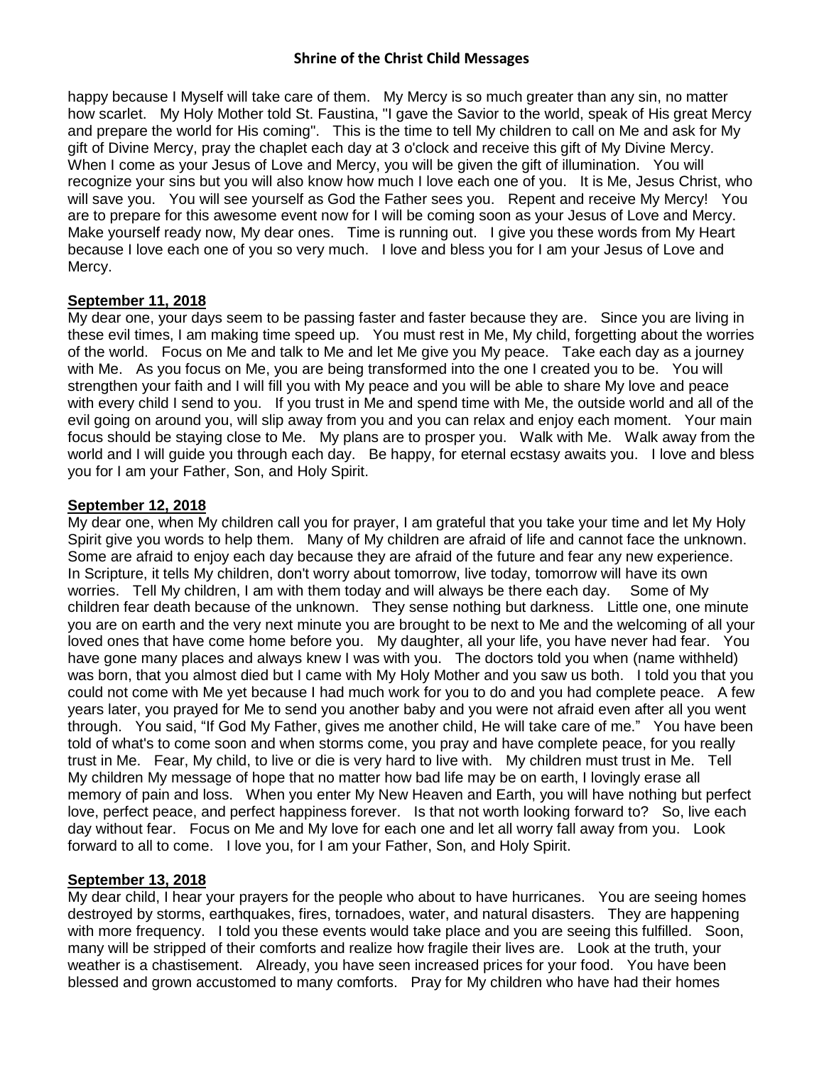happy because I Myself will take care of them. My Mercy is so much greater than any sin, no matter how scarlet. My Holy Mother told St. Faustina, "I gave the Savior to the world, speak of His great Mercy and prepare the world for His coming". This is the time to tell My children to call on Me and ask for My gift of Divine Mercy, pray the chaplet each day at 3 o'clock and receive this gift of My Divine Mercy. When I come as your Jesus of Love and Mercy, you will be given the gift of illumination. You will recognize your sins but you will also know how much I love each one of you. It is Me, Jesus Christ, who will save you. You will see yourself as God the Father sees you. Repent and receive My Mercy! You are to prepare for this awesome event now for I will be coming soon as your Jesus of Love and Mercy. Make yourself ready now, My dear ones. Time is running out. I give you these words from My Heart because I love each one of you so very much. I love and bless you for I am your Jesus of Love and Mercy.

**September 11, 2018**

My dear one, your days seem to be passing faster and faster because they are. Since you are living in these evil times, I am making time speed up. You must rest in Me, My child, forgetting about the worries of the world. Focus on Me and talk to Me and let Me give you My peace. Take each day as a journey with Me. As you focus on Me, you are being transformed into the one I created you to be. You will strengthen your faith and I will fill you with My peace and you will be able to share My love and peace with every child I send to you. If you trust in Me and spend time with Me, the outside world and all of the evil going on around you, will slip away from you and you can relax and enjoy each moment. Your main focus should be staying close to Me. My plans are to prosper you. Walk with Me. Walk away from the world and I will guide you through each day. Be happy, for eternal ecstasy awaits you. I love and bless you for I am your Father, Son, and Holy Spirit.

**September 12, 2018**

My dear one, when My children call you for prayer, I am grateful that you take your time and let My Holy Spirit give you words to help them. Many of My children are afraid of life and cannot face the unknown. Some are afraid to enjoy each day because they are afraid of the future and fear any new experience. In Scripture, it tells My children, don't worry about tomorrow, live today, tomorrow will have its own worries. Tell My children, I am with them today and will always be there each day. Some of My children fear death because of the unknown. They sense nothing but darkness. Little one, one minute you are on earth and the very next minute you are brought to be next to Me and the welcoming of all your loved ones that have come home before you. My daughter, all your life, you have never had fear. You have gone many places and always knew I was with you. The doctors told you when (name withheld) was born, that you almost died but I came with My Holy Mother and you saw us both. I told you that you could not come with Me yet because I had much work for you to do and you had complete peace. A few years later, you prayed for Me to send you another baby and you were not afraid even after all you went through. You said, "If God My Father, gives me another child, He will take care of me." You have been told of what's to come soon and when storms come, you pray and have complete peace, for you really trust in Me. Fear, My child, to live or die is very hard to live with. My children must trust in Me. Tell My children My message of hope that no matter how bad life may be on earth, I lovingly erase all memory of pain and loss. When you enter My New Heaven and Earth, you will have nothing but perfect love, perfect peace, and perfect happiness forever. Is that not worth looking forward to? So, live each day without fear. Focus on Me and My love for each one and let all worry fall away from you. Look forward to all to come. I love you, for I am your Father, Son, and Holy Spirit.

**September 13, 2018**

My dear child, I hear your prayers for the people who about to have hurricanes. You are seeing homes destroyed by storms, earthquakes, fires, tornadoes, water, and natural disasters. They are happening with more frequency. I told you these events would take place and you are seeing this fulfilled. Soon, many will be stripped of their comforts and realize how fragile their lives are. Look at the truth, your weather is a chastisement. Already, you have seen increased prices for your food. You have been blessed and grown accustomed to many comforts. Pray for My children who have had their homes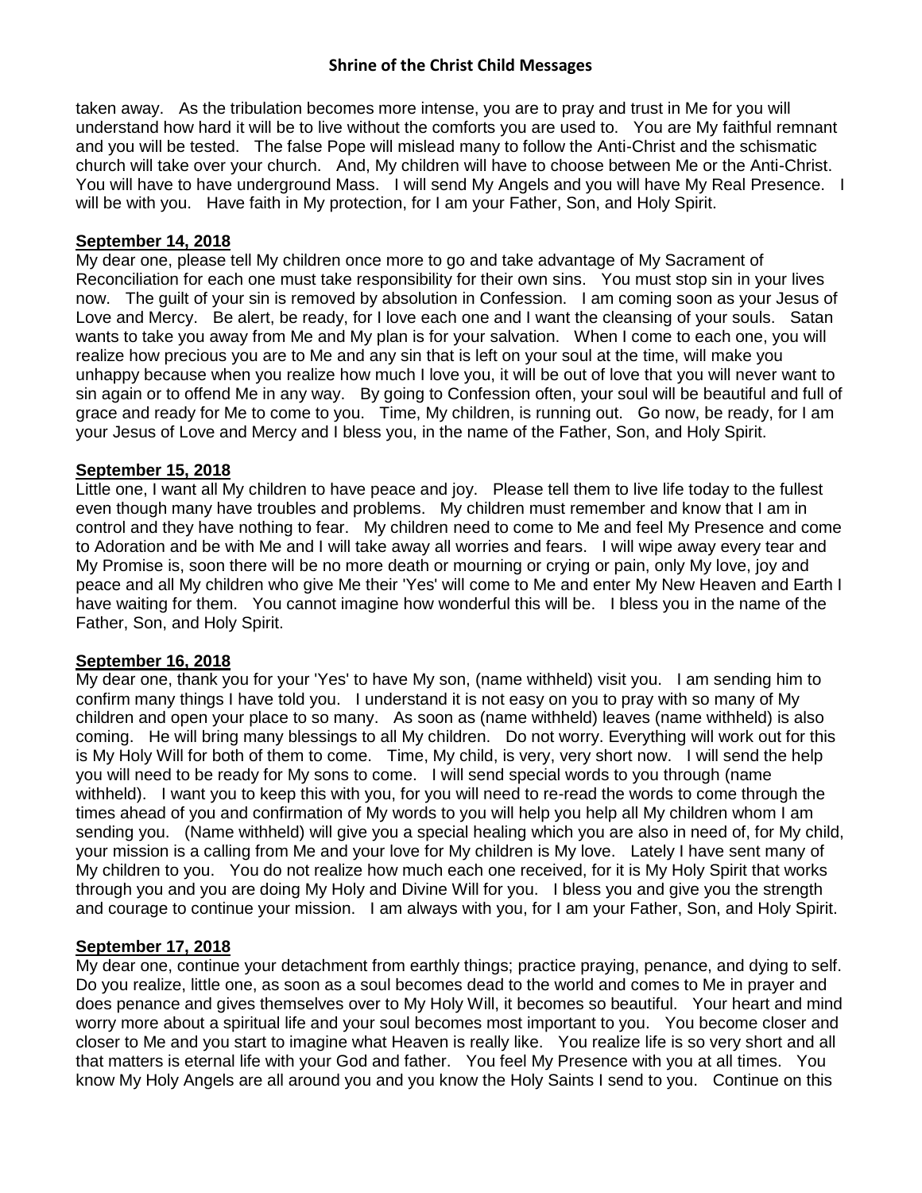taken away. As the tribulation becomes more intense, you are to pray and trust in Me for you will understand how hard it will be to live without the comforts you are used to. You are My faithful remnant and you will be tested. The false Pope will mislead many to follow the Anti-Christ and the schismatic church will take over your church. And, My children will have to choose between Me or the Anti-Christ. You will have to have underground Mass. I will send My Angels and you will have My Real Presence. I will be with you. Have faith in My protection, for I am your Father, Son, and Holy Spirit.

**September 14, 2018**

My dear one, please tell My children once more to go and take advantage of My Sacrament of Reconciliation for each one must take responsibility for their own sins. You must stop sin in your lives now. The guilt of your sin is removed by absolution in Confession. I am coming soon as your Jesus of Love and Mercy. Be alert, be ready, for I love each one and I want the cleansing of your souls. Satan wants to take you away from Me and My plan is for your salvation. When I come to each one, you will realize how precious you are to Me and any sin that is left on your soul at the time, will make you unhappy because when you realize how much I love you, it will be out of love that you will never want to sin again or to offend Me in any way. By going to Confession often, your soul will be beautiful and full of grace and ready for Me to come to you. Time, My children, is running out. Go now, be ready, for I am your Jesus of Love and Mercy and I bless you, in the name of the Father, Son, and Holy Spirit.

**September 15, 2018**

Little one, I want all My children to have peace and joy. Please tell them to live life today to the fullest even though many have troubles and problems. My children must remember and know that I am in control and they have nothing to fear. My children need to come to Me and feel My Presence and come to Adoration and be with Me and I will take away all worries and fears. I will wipe away every tear and My Promise is, soon there will be no more death or mourning or crying or pain, only My love, joy and peace and all My children who give Me their 'Yes' will come to Me and enter My New Heaven and Earth I have waiting for them. You cannot imagine how wonderful this will be. I bless you in the name of the Father, Son, and Holy Spirit.

**September 16, 2018**

My dear one, thank you for your 'Yes' to have My son, (name withheld) visit you. I am sending him to confirm many things I have told you. I understand it is not easy on you to pray with so many of My children and open your place to so many. As soon as (name withheld) leaves (name withheld) is also coming. He will bring many blessings to all My children. Do not worry. Everything will work out for this is My Holy Will for both of them to come. Time, My child, is very, very short now. I will send the help you will need to be ready for My sons to come. I will send special words to you through (name withheld). I want you to keep this with you, for you will need to re-read the words to come through the times ahead of you and confirmation of My words to you will help you help all My children whom I am sending you. (Name withheld) will give you a special healing which you are also in need of, for My child, your mission is a calling from Me and your love for My children is My love. Lately I have sent many of My children to you. You do not realize how much each one received, for it is My Holy Spirit that works through you and you are doing My Holy and Divine Will for you. I bless you and give you the strength and courage to continue your mission. I am always with you, for I am your Father, Son, and Holy Spirit.

**September 17, 2018**

My dear one, continue your detachment from earthly things; practice praying, penance, and dying to self. Do you realize, little one, as soon as a soul becomes dead to the world and comes to Me in prayer and does penance and gives themselves over to My Holy Will, it becomes so beautiful. Your heart and mind worry more about a spiritual life and your soul becomes most important to you. You become closer and closer to Me and you start to imagine what Heaven is really like. You realize life is so very short and all that matters is eternal life with your God and father. You feel My Presence with you at all times. You know My Holy Angels are all around you and you know the Holy Saints I send to you. Continue on this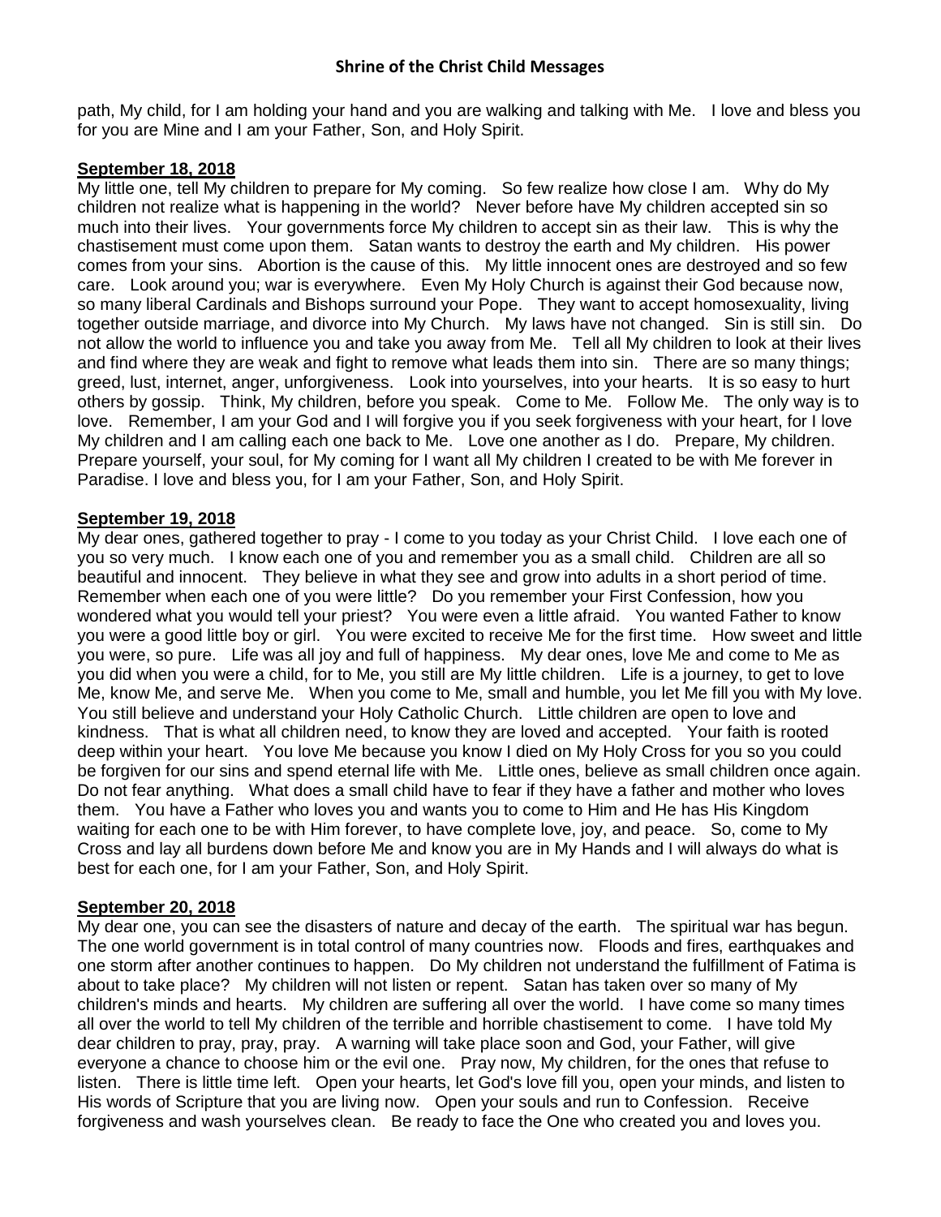path, My child, for I am holding your hand and you are walking and talking with Me. I love and bless you for you are Mine and I am your Father, Son, and Holy Spirit.

**September 18, 2018**

My little one, tell My children to prepare for My coming. So few realize how close I am. Why do My children not realize what is happening in the world? Never before have My children accepted sin so much into their lives. Your governments force My children to accept sin as their law. This is why the chastisement must come upon them. Satan wants to destroy the earth and My children. His power comes from your sins. Abortion is the cause of this. My little innocent ones are destroyed and so few care. Look around you; war is everywhere. Even My Holy Church is against their God because now, so many liberal Cardinals and Bishops surround your Pope. They want to accept homosexuality, living together outside marriage, and divorce into My Church. My laws have not changed. Sin is still sin. Do not allow the world to influence you and take you away from Me. Tell all My children to look at their lives and find where they are weak and fight to remove what leads them into sin. There are so many things; greed, lust, internet, anger, unforgiveness. Look into yourselves, into your hearts. It is so easy to hurt others by gossip. Think, My children, before you speak. Come to Me. Follow Me. The only way is to love. Remember, I am your God and I will forgive you if you seek forgiveness with your heart, for I love My children and I am calling each one back to Me. Love one another as I do. Prepare, My children. Prepare yourself, your soul, for My coming for I want all My children I created to be with Me forever in Paradise. I love and bless you, for I am your Father, Son, and Holy Spirit.

**September 19, 2018**

My dear ones, gathered together to pray - I come to you today as your Christ Child. I love each one of you so very much. I know each one of you and remember you as a small child. Children are all so beautiful and innocent. They believe in what they see and grow into adults in a short period of time. Remember when each one of you were little? Do you remember your First Confession, how you wondered what you would tell your priest? You were even a little afraid. You wanted Father to know you were a good little boy or girl. You were excited to receive Me for the first time. How sweet and little you were, so pure. Life was all joy and full of happiness. My dear ones, love Me and come to Me as you did when you were a child, for to Me, you still are My little children. Life is a journey, to get to love Me, know Me, and serve Me. When you come to Me, small and humble, you let Me fill you with My love. You still believe and understand your Holy Catholic Church. Little children are open to love and kindness. That is what all children need, to know they are loved and accepted. Your faith is rooted deep within your heart. You love Me because you know I died on My Holy Cross for you so you could be forgiven for our sins and spend eternal life with Me. Little ones, believe as small children once again. Do not fear anything. What does a small child have to fear if they have a father and mother who loves them. You have a Father who loves you and wants you to come to Him and He has His Kingdom waiting for each one to be with Him forever, to have complete love, joy, and peace. So, come to My Cross and lay all burdens down before Me and know you are in My Hands and I will always do what is best for each one, for I am your Father, Son, and Holy Spirit.

**September 20, 2018**

My dear one, you can see the disasters of nature and decay of the earth. The spiritual war has begun. The one world government is in total control of many countries now. Floods and fires, earthquakes and one storm after another continues to happen. Do My children not understand the fulfillment of Fatima is about to take place? My children will not listen or repent. Satan has taken over so many of My children's minds and hearts. My children are suffering all over the world. I have come so many times all over the world to tell My children of the terrible and horrible chastisement to come. I have told My dear children to pray, pray, pray. A warning will take place soon and God, your Father, will give everyone a chance to choose him or the evil one. Pray now, My children, for the ones that refuse to listen. There is little time left. Open your hearts, let God's love fill you, open your minds, and listen to His words of Scripture that you are living now. Open your souls and run to Confession. Receive forgiveness and wash yourselves clean. Be ready to face the One who created you and loves you.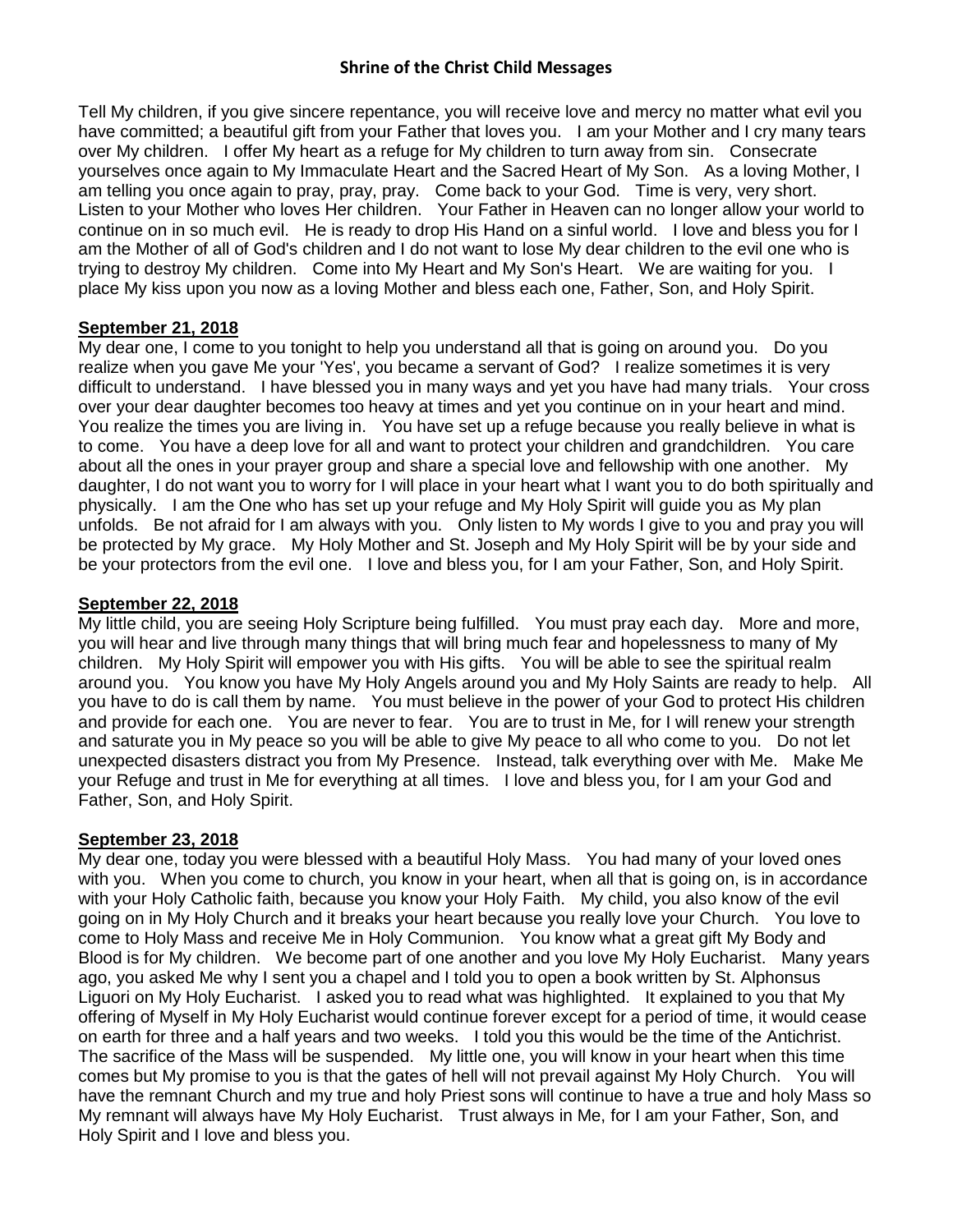Tell My children, if you give sincere repentance, you will receive love and mercy no matter what evil you have committed; a beautiful gift from your Father that loves you. I am your Mother and I cry many tears over My children. I offer My heart as a refuge for My children to turn away from sin. Consecrate yourselves once again to My Immaculate Heart and the Sacred Heart of My Son. As a loving Mother, I am telling you once again to pray, pray, pray. Come back to your God. Time is very, very short. Listen to your Mother who loves Her children. Your Father in Heaven can no longer allow your world to continue on in so much evil. He is ready to drop His Hand on a sinful world. I love and bless you for I am the Mother of all of God's children and I do not want to lose My dear children to the evil one who is trying to destroy My children. Come into My Heart and My Son's Heart. We are waiting for you. I place My kiss upon you now as a loving Mother and bless each one, Father, Son, and Holy Spirit.

**September 21, 2018**

My dear one, I come to you tonight to help you understand all that is going on around you. Do you realize when you gave Me your 'Yes', you became a servant of God? I realize sometimes it is very difficult to understand. I have blessed you in many ways and yet you have had many trials. Your cross over your dear daughter becomes too heavy at times and yet you continue on in your heart and mind. You realize the times you are living in. You have set up a refuge because you really believe in what is to come. You have a deep love for all and want to protect your children and grandchildren. You care about all the ones in your prayer group and share a special love and fellowship with one another. My daughter, I do not want you to worry for I will place in your heart what I want you to do both spiritually and physically. I am the One who has set up your refuge and My Holy Spirit will guide you as My plan unfolds. Be not afraid for I am always with you. Only listen to My words I give to you and pray you will be protected by My grace. My Holy Mother and St. Joseph and My Holy Spirit will be by your side and be your protectors from the evil one. I love and bless you, for I am your Father, Son, and Holy Spirit.

**September 22, 2018**

My little child, you are seeing Holy Scripture being fulfilled. You must pray each day. More and more, you will hear and live through many things that will bring much fear and hopelessness to many of My children. My Holy Spirit will empower you with His gifts. You will be able to see the spiritual realm around you. You know you have My Holy Angels around you and My Holy Saints are ready to help. All you have to do is call them by name. You must believe in the power of your God to protect His children and provide for each one. You are never to fear. You are to trust in Me, for I will renew your strength and saturate you in My peace so you will be able to give My peace to all who come to you. Do not let unexpected disasters distract you from My Presence. Instead, talk everything over with Me. Make Me your Refuge and trust in Me for everything at all times. I love and bless you, for I am your God and Father, Son, and Holy Spirit.

**September 23, 2018**

My dear one, today you were blessed with a beautiful Holy Mass. You had many of your loved ones with you. When you come to church, you know in your heart, when all that is going on, is in accordance with your Holy Catholic faith, because you know your Holy Faith. My child, you also know of the evil going on in My Holy Church and it breaks your heart because you really love your Church. You love to come to Holy Mass and receive Me in Holy Communion. You know what a great gift My Body and Blood is for My children. We become part of one another and you love My Holy Eucharist. Many years ago, you asked Me why I sent you a chapel and I told you to open a book written by St. Alphonsus Liguori on My Holy Eucharist. I asked you to read what was highlighted. It explained to you that My offering of Myself in My Holy Eucharist would continue forever except for a period of time, it would cease on earth for three and a half years and two weeks. I told you this would be the time of the Antichrist. The sacrifice of the Mass will be suspended. My little one, you will know in your heart when this time comes but My promise to you is that the gates of hell will not prevail against My Holy Church. You will have the remnant Church and my true and holy Priest sons will continue to have a true and holy Mass so My remnant will always have My Holy Eucharist. Trust always in Me, for I am your Father, Son, and Holy Spirit and I love and bless you.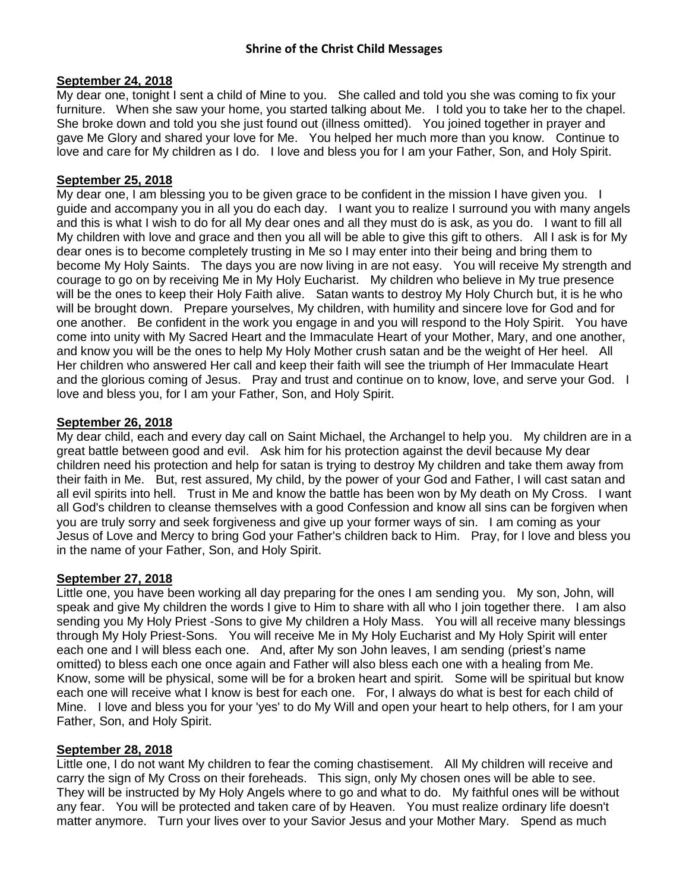**Shrine of the Christ Child Messages**

**September 24, 2018**

My dear one, tonight I sent a child of Mine to you. She called and told you she was coming to fix your furniture. When she saw your home, you started talking about Me. I told you to take her to the chapel. She broke down and told you she just found out (illness omitted). You joined together in prayer and gave Me Glory and shared your love for Me. You helped her much more than you know. Continue to love and care for My children as I do. I love and bless you for I am your Father, Son, and Holy Spirit.

**September 25, 2018**

My dear one, I am blessing you to be given grace to be confident in the mission I have given you. I guide and accompany you in all you do each day. I want you to realize I surround you with many angels and this is what I wish to do for all My dear ones and all they must do is ask, as you do. I want to fill all My children with love and grace and then you all will be able to give this gift to others. All I ask is for My dear ones is to become completely trusting in Me so I may enter into their being and bring them to become My Holy Saints. The days you are now living in are not easy. You will receive My strength and courage to go on by receiving Me in My Holy Eucharist. My children who believe in My true presence will be the ones to keep their Holy Faith alive. Satan wants to destroy My Holy Church but, it is he who will be brought down. Prepare yourselves, My children, with humility and sincere love for God and for one another. Be confident in the work you engage in and you will respond to the Holy Spirit. You have come into unity with My Sacred Heart and the Immaculate Heart of your Mother, Mary, and one another, and know you will be the ones to help My Holy Mother crush satan and be the weight of Her heel. All Her children who answered Her call and keep their faith will see the triumph of Her Immaculate Heart and the glorious coming of Jesus. Pray and trust and continue on to know, love, and serve your God. I love and bless you, for I am your Father, Son, and Holy Spirit.

**September 26, 2018**

My dear child, each and every day call on Saint Michael, the Archangel to help you. My children are in a great battle between good and evil. Ask him for his protection against the devil because My dear children need his protection and help for satan is trying to destroy My children and take them away from their faith in Me. But, rest assured, My child, by the power of your God and Father, I will cast satan and all evil spirits into hell. Trust in Me and know the battle has been won by My death on My Cross. I want all God's children to cleanse themselves with a good Confession and know all sins can be forgiven when you are truly sorry and seek forgiveness and give up your former ways of sin. I am coming as your Jesus of Love and Mercy to bring God your Father's children back to Him. Pray, for I love and bless you in the name of your Father, Son, and Holy Spirit.

**September 27, 2018**

Little one, you have been working all day preparing for the ones I am sending you. My son, John, will speak and give My children the words I give to Him to share with all who I join together there. I am also sending you My Holy Priest -Sons to give My children a Holy Mass. You will all receive many blessings through My Holy Priest-Sons. You will receive Me in My Holy Eucharist and My Holy Spirit will enter each one and I will bless each one. And, after My son John leaves, I am sending (priest's name omitted) to bless each one once again and Father will also bless each one with a healing from Me. Know, some will be physical, some will be for a broken heart and spirit. Some will be spiritual but know each one will receive what I know is best for each one. For, I always do what is best for each child of Mine. I love and bless you for your 'yes' to do My Will and open your heart to help others, for I am your Father, Son, and Holy Spirit.

**September 28, 2018**

Little one, I do not want My children to fear the coming chastisement. All My children will receive and carry the sign of My Cross on their foreheads. This sign, only My chosen ones will be able to see. They will be instructed by My Holy Angels where to go and what to do. My faithful ones will be without any fear. You will be protected and taken care of by Heaven. You must realize ordinary life doesn't matter anymore. Turn your lives over to your Savior Jesus and your Mother Mary. Spend as much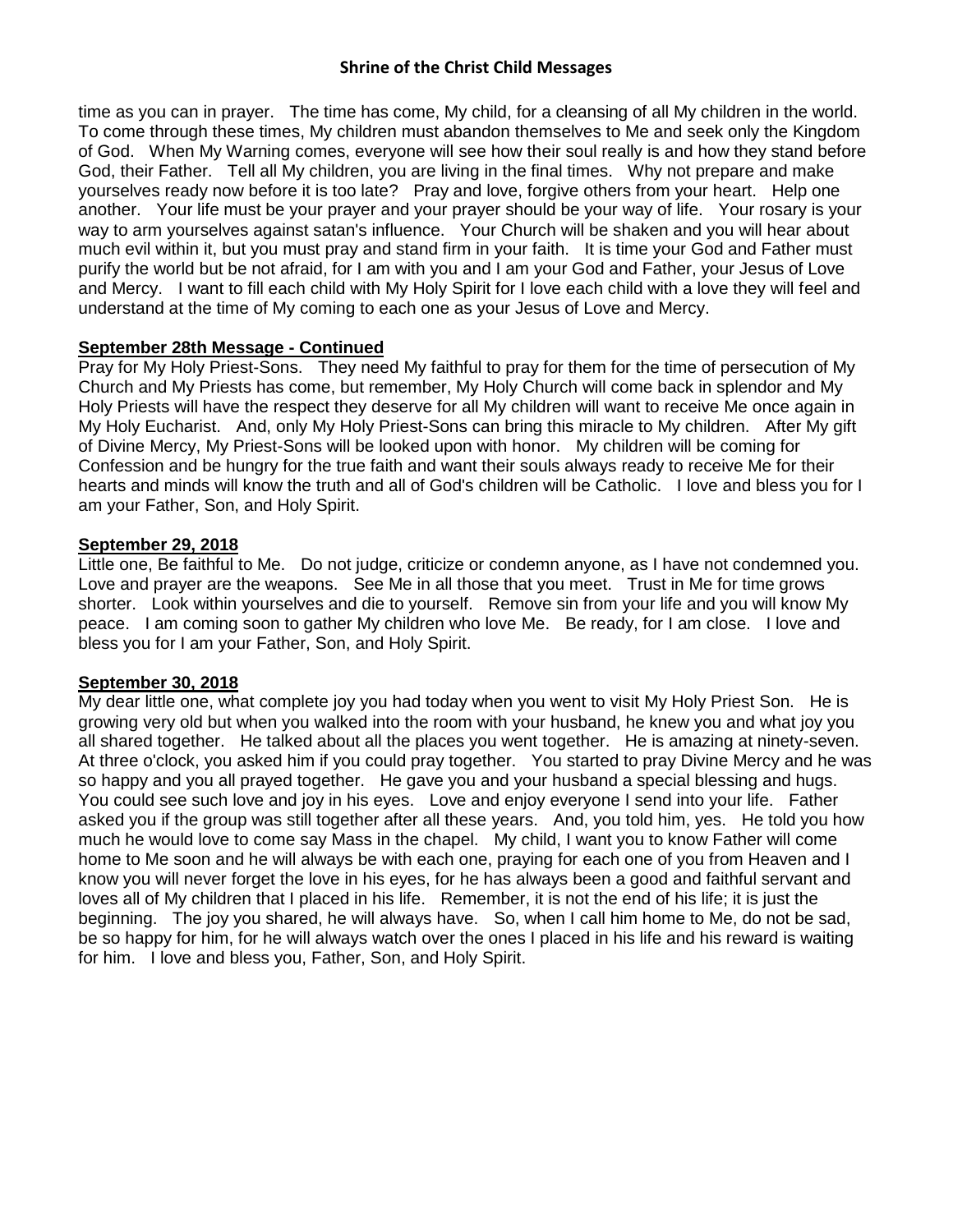time as you can in prayer. The time has come, My child, for a cleansing of all My children in the world. To come through these times, My children must abandon themselves to Me and seek only the Kingdom of God. When My Warning comes, everyone will see how their soul really is and how they stand before God, their Father. Tell all My children, you are living in the final times. Why not prepare and make yourselves ready now before it is too late? Pray and love, forgive others from your heart. Help one another. Your life must be your prayer and your prayer should be your way of life. Your rosary is your way to arm yourselves against satan's influence. Your Church will be shaken and you will hear about much evil within it, but you must pray and stand firm in your faith. It is time your God and Father must purify the world but be not afraid, for I am with you and I am your God and Father, your Jesus of Love and Mercy. I want to fill each child with My Holy Spirit for I love each child with a love they will feel and understand at the time of My coming to each one as your Jesus of Love and Mercy.

**September 28th Message - Continued**

Pray for My Holy Priest-Sons. They need My faithful to pray for them for the time of persecution of My Church and My Priests has come, but remember, My Holy Church will come back in splendor and My Holy Priests will have the respect they deserve for all My children will want to receive Me once again in My Holy Eucharist. And, only My Holy Priest-Sons can bring this miracle to My children. After My gift of Divine Mercy, My Priest-Sons will be looked upon with honor. My children will be coming for Confession and be hungry for the true faith and want their souls always ready to receive Me for their hearts and minds will know the truth and all of God's children will be Catholic. I love and bless you for I am your Father, Son, and Holy Spirit.

**September 29, 2018**

Little one, Be faithful to Me. Do not judge, criticize or condemn anyone, as I have not condemned you. Love and prayer are the weapons. See Me in all those that you meet. Trust in Me for time grows shorter. Look within yourselves and die to yourself. Remove sin from your life and you will know My peace. I am coming soon to gather My children who love Me. Be ready, for I am close. I love and bless you for I am your Father, Son, and Holy Spirit.

**September 30, 2018**

My dear little one, what complete joy you had today when you went to visit My Holy Priest Son. He is growing very old but when you walked into the room with your husband, he knew you and what joy you all shared together. He talked about all the places you went together. He is amazing at ninety-seven. At three o'clock, you asked him if you could pray together. You started to pray Divine Mercy and he was so happy and you all prayed together. He gave you and your husband a special blessing and hugs. You could see such love and joy in his eyes. Love and enjoy everyone I send into your life. Father asked you if the group was still together after all these years. And, you told him, yes. He told you how much he would love to come say Mass in the chapel. My child, I want you to know Father will come home to Me soon and he will always be with each one, praying for each one of you from Heaven and I know you will never forget the love in his eyes, for he has always been a good and faithful servant and loves all of My children that I placed in his life. Remember, it is not the end of his life; it is just the beginning. The joy you shared, he will always have. So, when I call him home to Me, do not be sad, be so happy for him, for he will always watch over the ones I placed in his life and his reward is waiting for him. I love and bless you, Father, Son, and Holy Spirit.